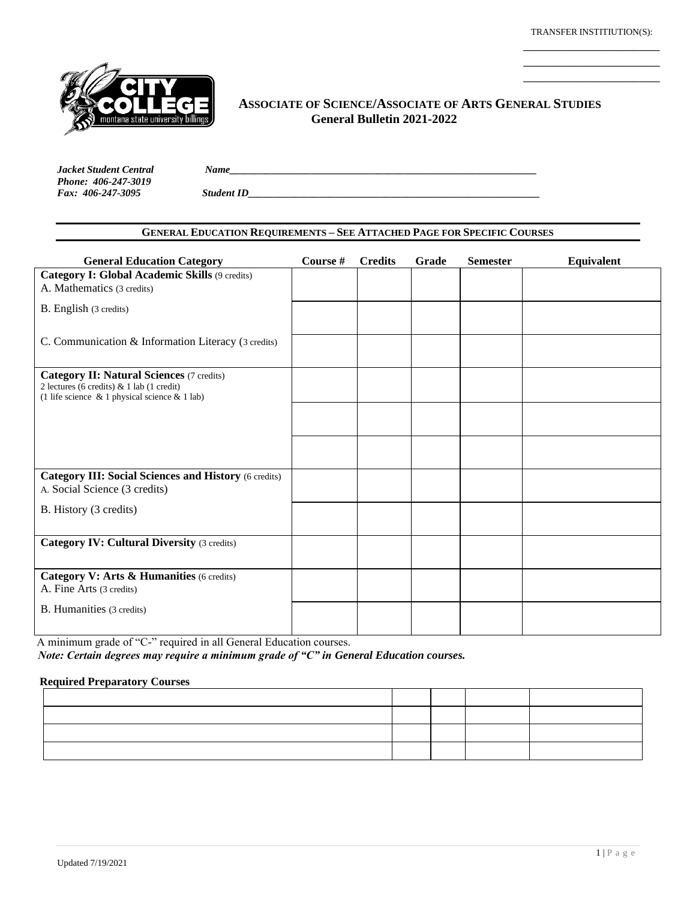TRANSFER INSTITIUTION(S):

\_\_\_\_\_\_\_\_\_\_\_\_\_\_\_\_\_\_\_\_\_\_\_\_

\_\_\_\_\_\_\_\_\_\_\_\_\_\_\_\_\_\_\_\_\_\_\_\_

\_\_\_\_\_\_\_\_\_\_\_\_\_\_\_\_\_\_\_\_\_\_\_\_

# ASSOCIATE OF SCIENCE/ASSOCIATE OF ARTS GENERAL STUDIES
## General Bulletin 2021-2022

*Jacket Student Central*
*Phone: 406-247-3019*
*Fax: 406-247-3095*

*Name*\_\_\_\_\_\_\_\_\_\_\_\_\_\_\_\_\_\_\_\_\_\_\_\_\_\_\_\_\_\_\_\_\_\_\_\_\_\_\_\_\_\_\_\_\_\_\_\_

*Student ID*\_\_\_\_\_\_\_\_\_\_\_\_\_\_\_\_\_\_\_\_\_\_\_\_\_\_\_\_\_\_\_\_\_\_\_\_\_\_\_\_\_\_\_\_\_

### GENERAL EDUCATION REQUIREMENTS – SEE ATTACHED PAGE FOR SPECIFIC COURSES

| General Education Category | Course # | Credits | Grade | Semester | Equivalent |
|---|---|---|---|---|---|
| **Category I: Global Academic Skills** (9 credits)<br>A. Mathematics (3 credits) | | | | | |
| B. English (3 credits) | | | | | |
| C. Communication & Information Literacy (3 credits) | | | | | |
| **Category II: Natural Sciences** (7 credits)<br>2 lectures (6 credits) & 1 lab (1 credit)<br>(1 life science & 1 physical science & 1 lab) | | | | | |
| | | | | | |
| | | | | | |
| **Category III: Social Sciences and History** (6 credits)<br>A. Social Science (3 credits) | | | | | |
| B. History (3 credits) | | | | | |
| **Category IV: Cultural Diversity** (3 credits) | | | | | |
| **Category V: Arts & Humanities** (6 credits)<br>A. Fine Arts (3 credits) | | | | | |
| B. Humanities (3 credits) | | | | | |

A minimum grade of "C-" required in all General Education courses.

***Note: Certain degrees may require a minimum grade of "C" in General Education courses.***

**Required Preparatory Courses**

| | | | | |
|---|---|---|---|---|
| | | | | |
| | | | | |
| | | | | |
| | | | | |

Updated 7/19/2021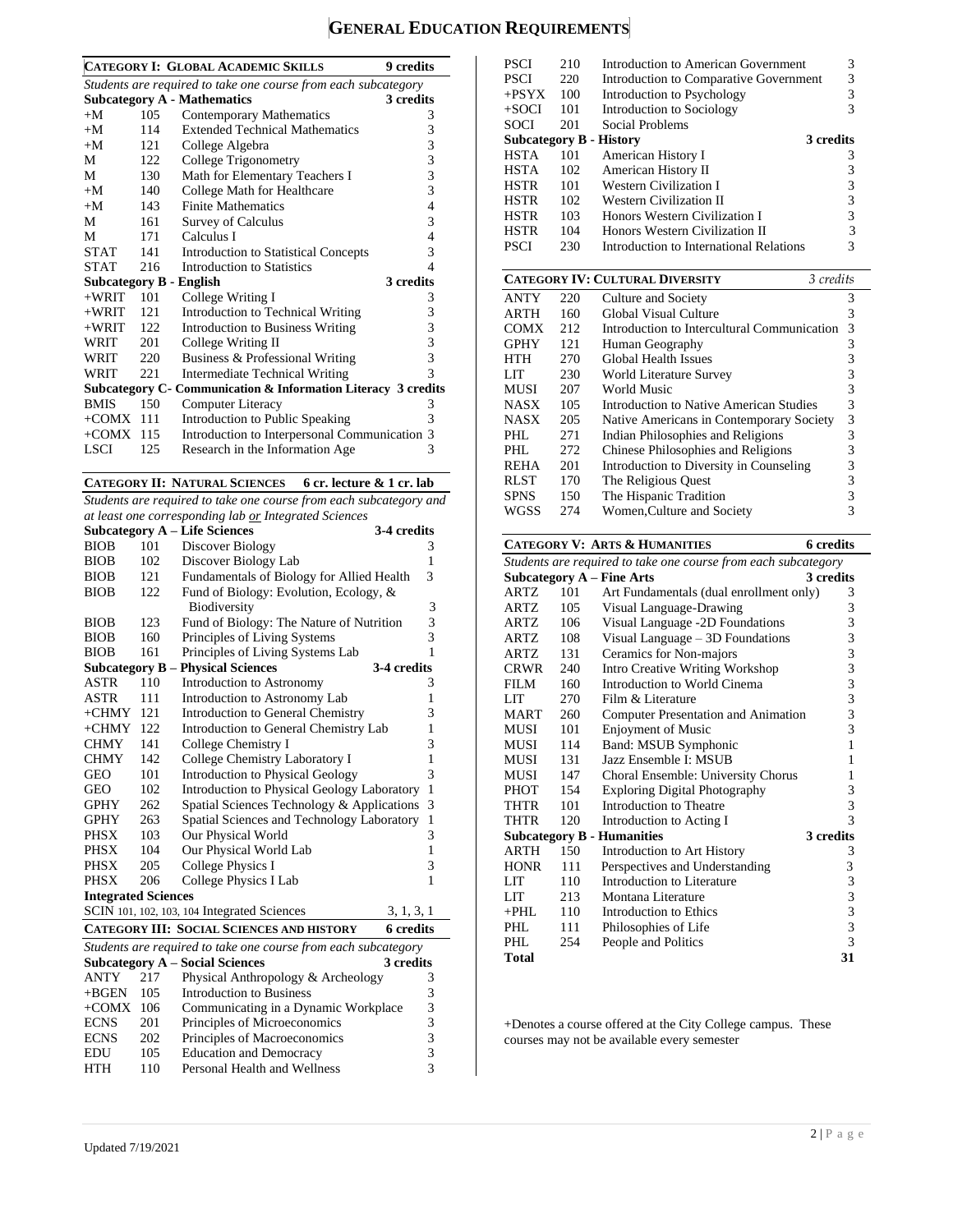# GENERAL EDUCATION REQUIREMENTS

## CATEGORY I: GLOBAL ACADEMIC SKILLS — 9 credits

*Students are required to take one course from each subcategory*

| | | | |
|---|---|---|---|
| **Subcategory A - Mathematics** | | | **3 credits** |
| +M | 105 | Contemporary Mathematics | 3 |
| +M | 114 | Extended Technical Mathematics | 3 |
| +M | 121 | College Algebra | 3 |
| M | 122 | College Trigonometry | 3 |
| M | 130 | Math for Elementary Teachers I | 3 |
| +M | 140 | College Math for Healthcare | 3 |
| +M | 143 | Finite Mathematics | 4 |
| M | 161 | Survey of Calculus | 3 |
| M | 171 | Calculus I | 4 |
| STAT | 141 | Introduction to Statistical Concepts | 3 |
| STAT | 216 | Introduction to Statistics | 4 |
| **Subcategory B - English** | | | **3 credits** |
| +WRIT | 101 | College Writing I | 3 |
| +WRIT | 121 | Introduction to Technical Writing | 3 |
| +WRIT | 122 | Introduction to Business Writing | 3 |
| WRIT | 201 | College Writing II | 3 |
| WRIT | 220 | Business & Professional Writing | 3 |
| WRIT | 221 | Intermediate Technical Writing | 3 |
| **Subcategory C- Communication & Information Literacy** | | | **3 credits** |
| BMIS | 150 | Computer Literacy | 3 |
| +COMX | 111 | Introduction to Public Speaking | 3 |
| +COMX | 115 | Introduction to Interpersonal Communication | 3 |
| LSCI | 125 | Research in the Information Age | 3 |

## CATEGORY II: NATURAL SCIENCES — 6 cr. lecture & 1 cr. lab

*Students are required to take one course from each subcategory and at least one corresponding lab or Integrated Sciences*

| | | | |
|---|---|---|---|
| **Subcategory A – Life Sciences** | | | **3-4 credits** |
| BIOB | 101 | Discover Biology | 3 |
| BIOB | 102 | Discover Biology Lab | 1 |
| BIOB | 121 | Fundamentals of Biology for Allied Health | 3 |
| BIOB | 122 | Fund of Biology: Evolution, Ecology, & Biodiversity | 3 |
| BIOB | 123 | Fund of Biology: The Nature of Nutrition | 3 |
| BIOB | 160 | Principles of Living Systems | 3 |
| BIOB | 161 | Principles of Living Systems Lab | 1 |
| **Subcategory B – Physical Sciences** | | | **3-4 credits** |
| ASTR | 110 | Introduction to Astronomy | 3 |
| ASTR | 111 | Introduction to Astronomy Lab | 1 |
| +CHMY | 121 | Introduction to General Chemistry | 3 |
| +CHMY | 122 | Introduction to General Chemistry Lab | 1 |
| CHMY | 141 | College Chemistry I | 3 |
| CHMY | 142 | College Chemistry Laboratory I | 1 |
| GEO | 101 | Introduction to Physical Geology | 3 |
| GEO | 102 | Introduction to Physical Geology Laboratory | 1 |
| GPHY | 262 | Spatial Sciences Technology & Applications | 3 |
| GPHY | 263 | Spatial Sciences and Technology Laboratory | 1 |
| PHSX | 103 | Our Physical World | 3 |
| PHSX | 104 | Our Physical World Lab | 1 |
| PHSX | 205 | College Physics I | 3 |
| PHSX | 206 | College Physics I Lab | 1 |
| **Integrated Sciences** | | | |
| SCIN | 101, 102, 103, 104 | Integrated Sciences | 3, 1, 3, 1 |

## CATEGORY III: SOCIAL SCIENCES AND HISTORY — 6 credits

*Students are required to take one course from each subcategory*

| | | | |
|---|---|---|---|
| **Subcategory A – Social Sciences** | | | **3 credits** |
| ANTY | 217 | Physical Anthropology & Archeology | 3 |
| +BGEN | 105 | Introduction to Business | 3 |
| +COMX | 106 | Communicating in a Dynamic Workplace | 3 |
| ECNS | 201 | Principles of Microeconomics | 3 |
| ECNS | 202 | Principles of Macroeconomics | 3 |
| EDU | 105 | Education and Democracy | 3 |
| HTH | 110 | Personal Health and Wellness | 3 |
| PSCI | 210 | Introduction to American Government | 3 |
| PSCI | 220 | Introduction to Comparative Government | 3 |
| +PSYX | 100 | Introduction to Psychology | 3 |
| +SOCI | 101 | Introduction to Sociology | 3 |
| SOCI | 201 | Social Problems | |
| **Subcategory B - History** | | | **3 credits** |
| HSTA | 101 | American History I | 3 |
| HSTA | 102 | American History II | 3 |
| HSTR | 101 | Western Civilization I | 3 |
| HSTR | 102 | Western Civilization II | 3 |
| HSTR | 103 | Honors Western Civilization I | 3 |
| HSTR | 104 | Honors Western Civilization II | 3 |
| PSCI | 230 | Introduction to International Relations | 3 |

## CATEGORY IV: CULTURAL DIVERSITY — *3 credits*

| | | | |
|---|---|---|---|
| ANTY | 220 | Culture and Society | 3 |
| ARTH | 160 | Global Visual Culture | 3 |
| COMX | 212 | Introduction to Intercultural Communication | 3 |
| GPHY | 121 | Human Geography | 3 |
| HTH | 270 | Global Health Issues | 3 |
| LIT | 230 | World Literature Survey | 3 |
| MUSI | 207 | World Music | 3 |
| NASX | 105 | Introduction to Native American Studies | 3 |
| NASX | 205 | Native Americans in Contemporary Society | 3 |
| PHL | 271 | Indian Philosophies and Religions | 3 |
| PHL | 272 | Chinese Philosophies and Religions | 3 |
| REHA | 201 | Introduction to Diversity in Counseling | 3 |
| RLST | 170 | The Religious Quest | 3 |
| SPNS | 150 | The Hispanic Tradition | 3 |
| WGSS | 274 | Women,Culture and Society | 3 |

## CATEGORY V: ARTS & HUMANITIES — 6 credits

*Students are required to take one course from each subcategory*

| | | | |
|---|---|---|---|
| **Subcategory A – Fine Arts** | | | **3 credits** |
| ARTZ | 101 | Art Fundamentals (dual enrollment only) | 3 |
| ARTZ | 105 | Visual Language-Drawing | 3 |
| ARTZ | 106 | Visual Language -2D Foundations | 3 |
| ARTZ | 108 | Visual Language – 3D Foundations | 3 |
| ARTZ | 131 | Ceramics for Non-majors | 3 |
| CRWR | 240 | Intro Creative Writing Workshop | 3 |
| FILM | 160 | Introduction to World Cinema | 3 |
| LIT | 270 | Film & Literature | 3 |
| MART | 260 | Computer Presentation and Animation | 3 |
| MUSI | 101 | Enjoyment of Music | 3 |
| MUSI | 114 | Band: MSUB Symphonic | 1 |
| MUSI | 131 | Jazz Ensemble I: MSUB | 1 |
| MUSI | 147 | Choral Ensemble: University Chorus | 1 |
| PHOT | 154 | Exploring Digital Photography | 3 |
| THTR | 101 | Introduction to Theatre | 3 |
| THTR | 120 | Introduction to Acting I | 3 |
| **Subcategory B - Humanities** | | | **3 credits** |
| ARTH | 150 | Introduction to Art History | 3 |
| HONR | 111 | Perspectives and Understanding | 3 |
| LIT | 110 | Introduction to Literature | 3 |
| LIT | 213 | Montana Literature | 3 |
| +PHL | 110 | Introduction to Ethics | 3 |
| PHL | 111 | Philosophies of Life | 3 |
| PHL | 254 | People and Politics | 3 |
| **Total** | | | **31** |

+Denotes a course offered at the City College campus. These courses may not be available every semester

Updated 7/19/2021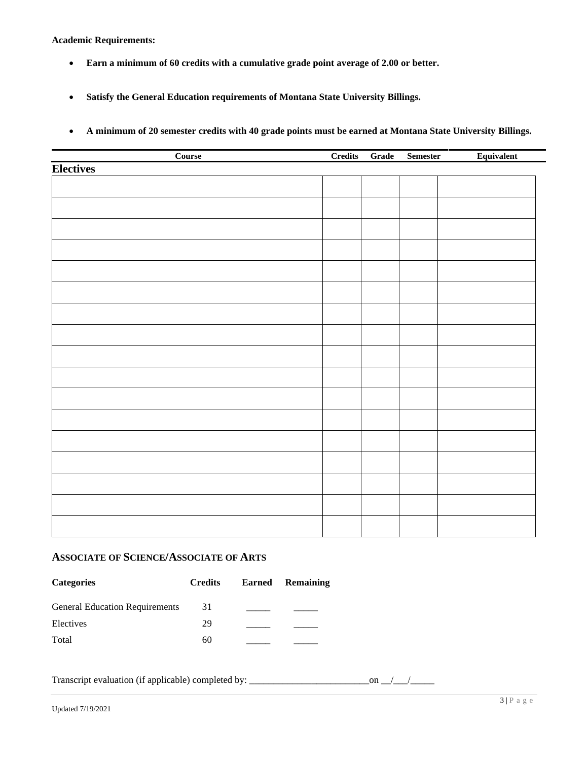**Academic Requirements:**

- **Earn a minimum of 60 credits with a cumulative grade point average of 2.00 or better.**
- **Satisfy the General Education requirements of Montana State University Billings.**
- **A minimum of 20 semester credits with 40 grade points must be earned at Montana State University Billings.**

| Course | Credits | Grade | Semester | Equivalent |
|---|---|---|---|---|
| **Electives** | | | | |
| | | | | |
| | | | | |
| | | | | |
| | | | | |
| | | | | |
| | | | | |
| | | | | |
| | | | | |
| | | | | |
| | | | | |
| | | | | |
| | | | | |
| | | | | |
| | | | | |
| | | | | |
| | | | | |
| | | | | |

## ASSOCIATE OF SCIENCE/ASSOCIATE OF ARTS

| Categories | Credits | Earned | Remaining |
|---|---|---|---|
| General Education Requirements | 31 | _____ | _____ |
| Electives | 29 | _____ | _____ |
| Total | 60 | _____ | _____ |

Transcript evaluation (if applicable) completed by: ________________________on __/___/_____

Updated 7/19/2021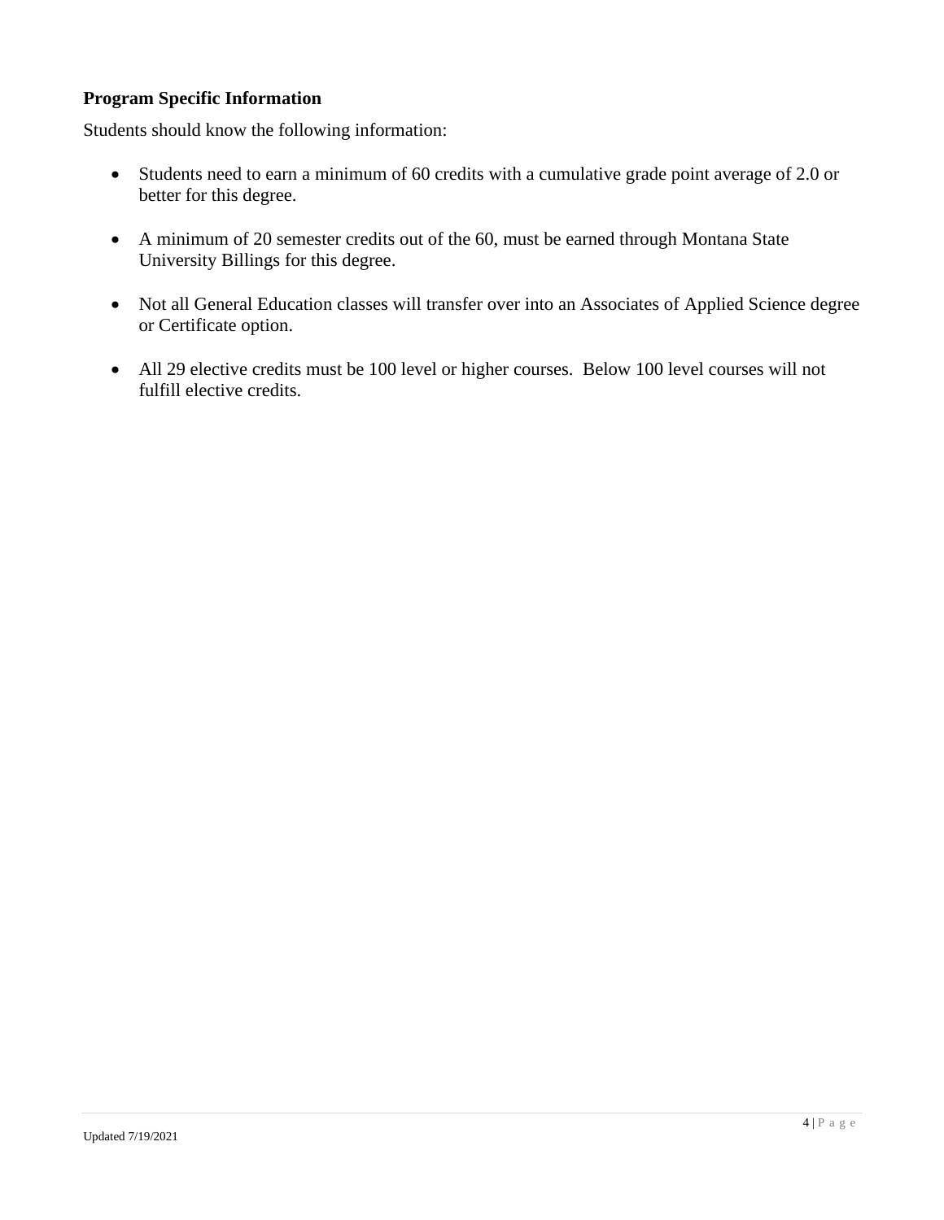**Program Specific Information**

Students should know the following information:

- Students need to earn a minimum of 60 credits with a cumulative grade point average of 2.0 or better for this degree.

- A minimum of 20 semester credits out of the 60, must be earned through Montana State University Billings for this degree.

- Not all General Education classes will transfer over into an Associates of Applied Science degree or Certificate option.

- All 29 elective credits must be 100 level or higher courses. Below 100 level courses will not fulfill elective credits.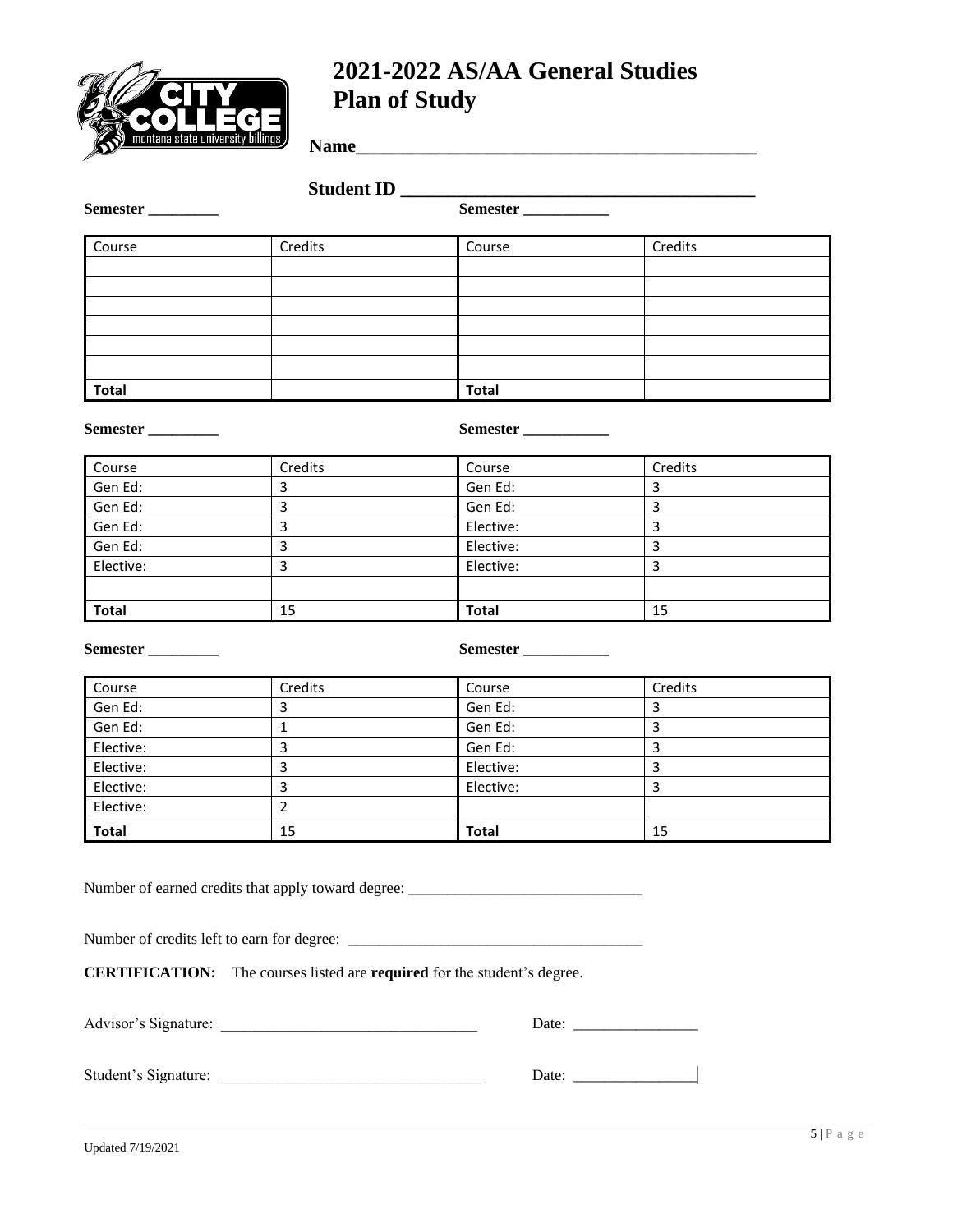# 2021-2022 AS/AA General Studies Plan of Study

**Name**_____________________________________________

**Student ID** ________________________________________

**Semester** _________ **Semester** ___________

| Course | Credits | Course | Credits |
|---|---|---|---|
| | | | |
| | | | |
| | | | |
| | | | |
| | | | |
| | | | |
| **Total** | | **Total** | |

**Semester** _________ **Semester** ___________

| Course | Credits | Course | Credits |
|---|---|---|---|
| Gen Ed: | 3 | Gen Ed: | 3 |
| Gen Ed: | 3 | Gen Ed: | 3 |
| Gen Ed: | 3 | Elective: | 3 |
| Gen Ed: | 3 | Elective: | 3 |
| Elective: | 3 | Elective: | 3 |
| | | | |
| **Total** | 15 | **Total** | 15 |

**Semester** _________ **Semester** ___________

| Course | Credits | Course | Credits |
|---|---|---|---|
| Gen Ed: | 3 | Gen Ed: | 3 |
| Gen Ed: | 1 | Gen Ed: | 3 |
| Elective: | 3 | Gen Ed: | 3 |
| Elective: | 3 | Elective: | 3 |
| Elective: | 3 | Elective: | 3 |
| Elective: | 2 | | |
| **Total** | 15 | **Total** | 15 |

Number of earned credits that apply toward degree: ______________________________

Number of credits left to earn for degree: ______________________________________

**CERTIFICATION:** The courses listed are **required** for the student's degree.

Advisor's Signature: _________________________________ Date: ________________

Student's Signature: _________________________________ Date: ________________

Updated 7/19/2021